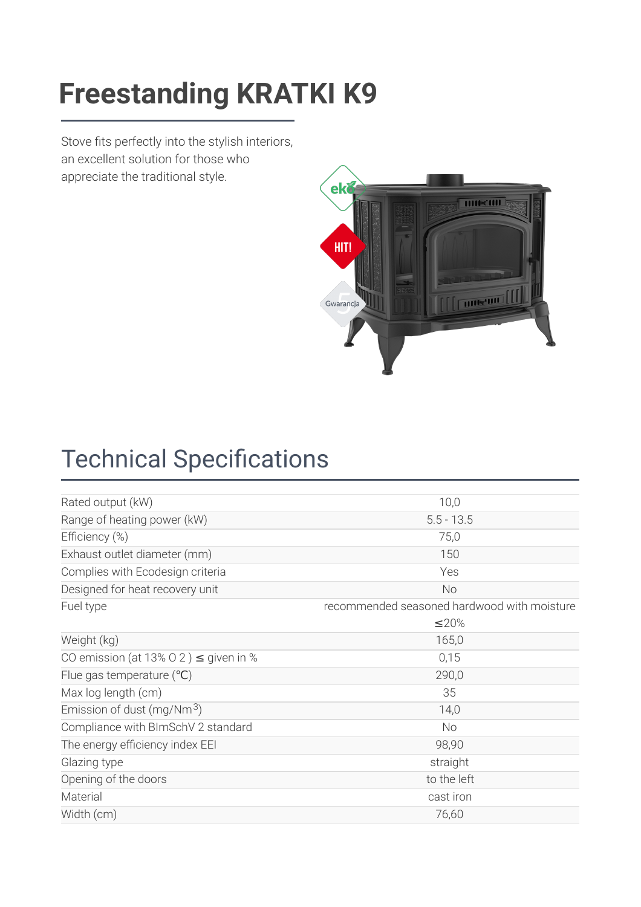# Freestanding KRATKI K9

Stove fits perfectly into the stylish interiors, an excellent solution for those who appreciate the traditional style.

## Technical Specifications

| | |
|---|---|
| Rated output (kW) | 10,0 |
| Range of heating power (kW) | 5.5 - 13.5 |
| Efficiency (%) | 75,0 |
| Exhaust outlet diameter (mm) | 150 |
| Complies with Ecodesign criteria | Yes |
| Designed for heat recovery unit | No |
| Fuel type | recommended seasoned hardwood with moisture ≤20% |
| Weight (kg) | 165,0 |
| CO emission (at 13% $O_2$) ≤ given in % | 0,15 |
| Flue gas temperature (℃) | 290,0 |
| Max log length (cm) | 35 |
| Emission of dust (mg/$Nm^3$) | 14,0 |
| Compliance with BImSchV 2 standard | No |
| The energy efficiency index EEI | 98,90 |
| Glazing type | straight |
| Opening of the doors | to the left |
| Material | cast iron |
| Width (cm) | 76,60 |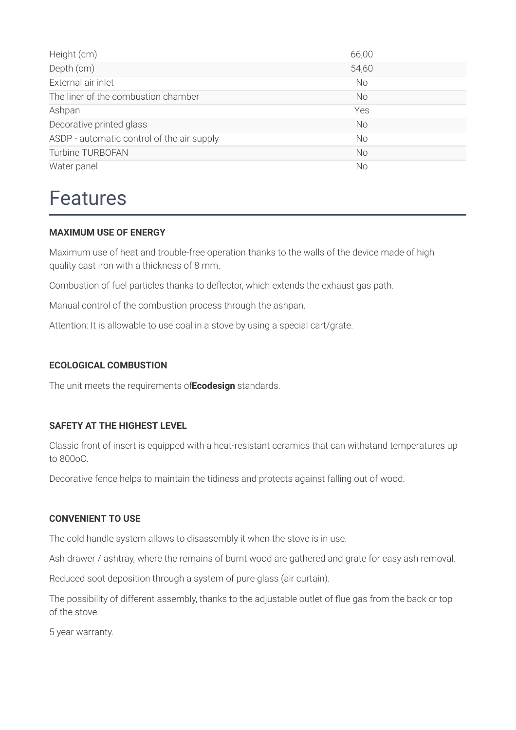| | |
|---|---|
| Height (cm) | 66,00 |
| Depth (cm) | 54,60 |
| External air inlet | No |
| The liner of the combustion chamber | No |
| Ashpan | Yes |
| Decorative printed glass | No |
| ASDP - automatic control of the air supply | No |
| Turbine TURBOFAN | No |
| Water panel | No |

# Features

**MAXIMUM USE OF ENERGY**

Maximum use of heat and trouble-free operation thanks to the walls of the device made of high quality cast iron with a thickness of 8 mm.

Combustion of fuel particles thanks to deflector, which extends the exhaust gas path.

Manual control of the combustion process through the ashpan.

Attention: It is allowable to use coal in a stove by using a special cart/grate.

**ECOLOGICAL COMBUSTION**

The unit meets the requirements of**Ecodesign** standards.

**SAFETY AT THE HIGHEST LEVEL**

Classic front of insert is equipped with a heat-resistant ceramics that can withstand temperatures up to 800oC.

Decorative fence helps to maintain the tidiness and protects against falling out of wood.

**CONVENIENT TO USE**

The cold handle system allows to disassembly it when the stove is in use.

Ash drawer / ashtray, where the remains of burnt wood are gathered and grate for easy ash removal.

Reduced soot deposition through a system of pure glass (air curtain).

The possibility of different assembly, thanks to the adjustable outlet of flue gas from the back or top of the stove.

5 year warranty.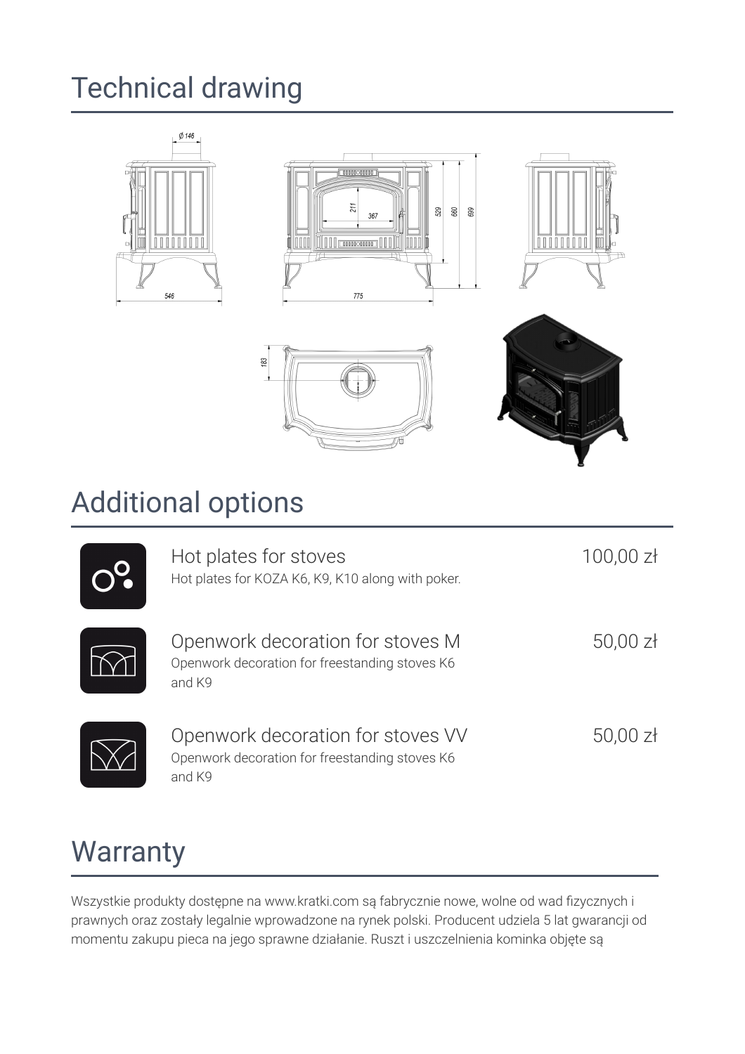## Technical drawing

## Additional options

| Option | Description | Price |
| --- | --- | --- |
| Hot plates for stoves | Hot plates for KOZA K6, K9, K10 along with poker. | 100,00 zł |
| Openwork decoration for stoves M | Openwork decoration for freestanding stoves K6 and K9 | 50,00 zł |
| Openwork decoration for stoves VV | Openwork decoration for freestanding stoves K6 and K9 | 50,00 zł |

## Warranty

Wszystkie produkty dostępne na www.kratki.com są fabrycznie nowe, wolne od wad fizycznych i prawnych oraz zostały legalnie wprowadzone na rynek polski. Producent udziela 5 lat gwarancji od momentu zakupu pieca na jego sprawne działanie. Ruszt i uszczelnienia kominka objęte są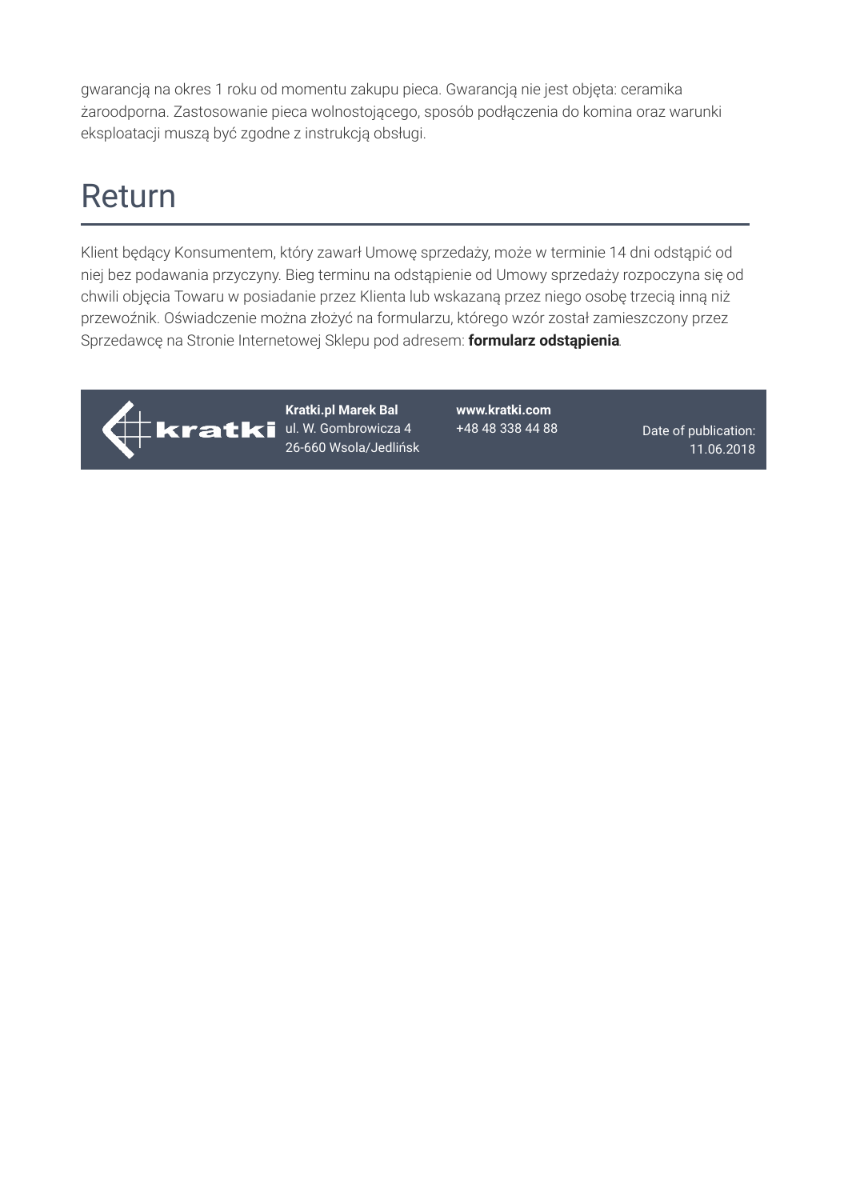gwarancją na okres 1 roku od momentu zakupu pieca. Gwarancją nie jest objęta: ceramika żaroodporna. Zastosowanie pieca wolnostojącego, sposób podłączenia do komina oraz warunki eksploatacji muszą być zgodne z instrukcją obsługi.

## Return

Klient będący Konsumentem, który zawarł Umowę sprzedaży, może w terminie 14 dni odstąpić od niej bez podawania przyczyny. Bieg terminu na odstąpienie od Umowy sprzedaży rozpoczyna się od chwili objęcia Towaru w posiadanie przez Klienta lub wskazaną przez niego osobę trzecią inną niż przewoźnik. Oświadczenie można złożyć na formularzu, którego wzór został zamieszczony przez Sprzedawcę na Stronie Internetowej Sklepu pod adresem: **formularz odstąpienia**.

kratki

**Kratki.pl Marek Bal**
ul. W. Gombrowicza 4
26-660 Wsola/Jedlińsk

**www.kratki.com**
+48 48 338 44 88

Date of publication:
11.06.2018